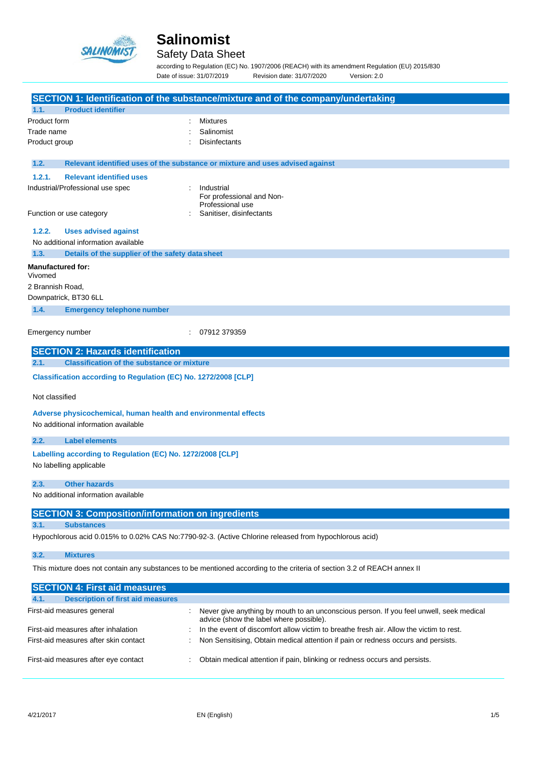# Salinomist

## Safety Data Sheet

according to Regulation (EC) No. 1907/2006 (REACH) with its amendment Regulation (EU) 2015/830

Date of issue: 31/07/2019 Revision date: 31/07/2020 Version: 2.0

## SECTION 1: Identification of the substance/mixture and of the company/undertaking

### 1.1. Product identifier

| | | |
|---|---|---|
| Product form | : | Mixtures |
| Trade name | : | Salinomist |
| Product group | : | Disinfectants |

### 1.2. Relevant identified uses of the substance or mixture and uses advised against

#### 1.2.1. Relevant identified uses

| | | |
|---|---|---|
| Industrial/Professional use spec | : | Industrial<br>For professional and Non-Professional use |
| Function or use category | : | Sanitiser, disinfectants |

#### 1.2.2. Uses advised against

No additional information available

### 1.3. Details of the supplier of the safety data sheet

**Manufactured for:**
Vivomed
2 Brannish Road,
Downpatrick, BT30 6LL

### 1.4. Emergency telephone number

| | | |
|---|---|---|
| Emergency number | : | 07912 379359 |

## SECTION 2: Hazards identification

### 2.1. Classification of the substance or mixture

**Classification according to Regulation (EC) No. 1272/2008 [CLP]**

Not classified

**Adverse physicochemical, human health and environmental effects**

No additional information available

### 2.2. Label elements

**Labelling according to Regulation (EC) No. 1272/2008 [CLP]**

No labelling applicable

### 2.3. Other hazards

No additional information available

## SECTION 3: Composition/information on ingredients

### 3.1. Substances

Hypochlorous acid 0.015% to 0.02% CAS No:7790-92-3. (Active Chlorine released from hypochlorous acid)

### 3.2. Mixtures

This mixture does not contain any substances to be mentioned according to the criteria of section 3.2 of REACH annex II

## SECTION 4: First aid measures

### 4.1. Description of first aid measures

| | | |
|---|---|---|
| First-aid measures general | : | Never give anything by mouth to an unconscious person. If you feel unwell, seek medical advice (show the label where possible). |
| First-aid measures after inhalation | : | In the event of discomfort allow victim to breathe fresh air. Allow the victim to rest. |
| First-aid measures after skin contact | : | Non Sensitising, Obtain medical attention if pain or redness occurs and persists. |
| First-aid measures after eye contact | : | Obtain medical attention if pain, blinking or redness occurs and persists. |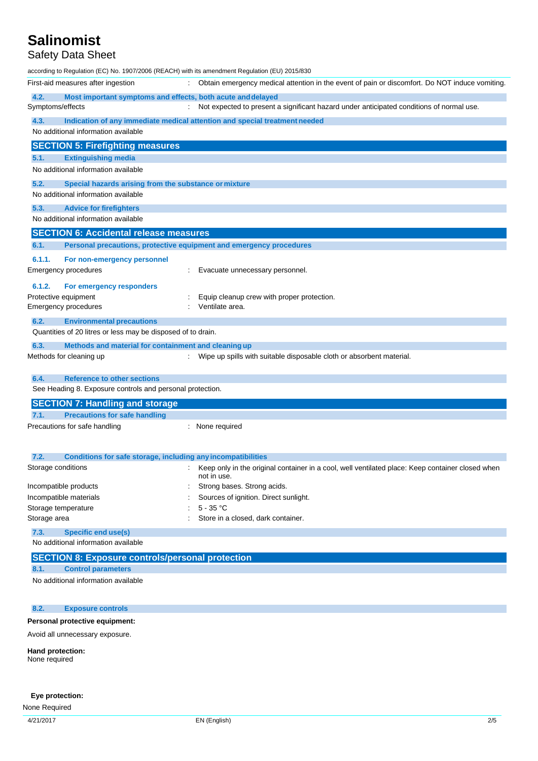First-aid measures after ingestion : Obtain emergency medical attention in the event of pain or discomfort. Do NOT induce vomiting.

### 4.2. Most important symptoms and effects, both acute and delayed

Symptoms/effects : Not expected to present a significant hazard under anticipated conditions of normal use.

### 4.3. Indication of any immediate medical attention and special treatment needed

No additional information available

## SECTION 5: Firefighting measures

### 5.1. Extinguishing media

No additional information available

### 5.2. Special hazards arising from the substance or mixture

No additional information available

### 5.3. Advice for firefighters

No additional information available

## SECTION 6: Accidental release measures

### 6.1. Personal precautions, protective equipment and emergency procedures

#### 6.1.1. For non-emergency personnel

Emergency procedures : Evacuate unnecessary personnel.

#### 6.1.2. For emergency responders

Protective equipment : Equip cleanup crew with proper protection.

Emergency procedures : Ventilate area.

### 6.2. Environmental precautions

Quantities of 20 litres or less may be disposed of to drain.

### 6.3. Methods and material for containment and cleaning up

Methods for cleaning up : Wipe up spills with suitable disposable cloth or absorbent material.

### 6.4. Reference to other sections

See Heading 8. Exposure controls and personal protection.

## SECTION 7: Handling and storage

### 7.1. Precautions for safe handling

Precautions for safe handling : None required

### 7.2. Conditions for safe storage, including any incompatibilities

Storage conditions : Keep only in the original container in a cool, well ventilated place: Keep container closed when not in use.

Incompatible products : Strong bases. Strong acids.

Incompatible materials : Sources of ignition. Direct sunlight.

Storage temperature : 5 - 35 °C

Storage area : Store in a closed, dark container.

### 7.3. Specific end use(s)

No additional information available

## SECTION 8: Exposure controls/personal protection

### 8.1. Control parameters

No additional information available

### 8.2. Exposure controls

**Personal protective equipment:**

Avoid all unnecessary exposure.

**Hand protection:**
None required

**Eye protection:**
None Required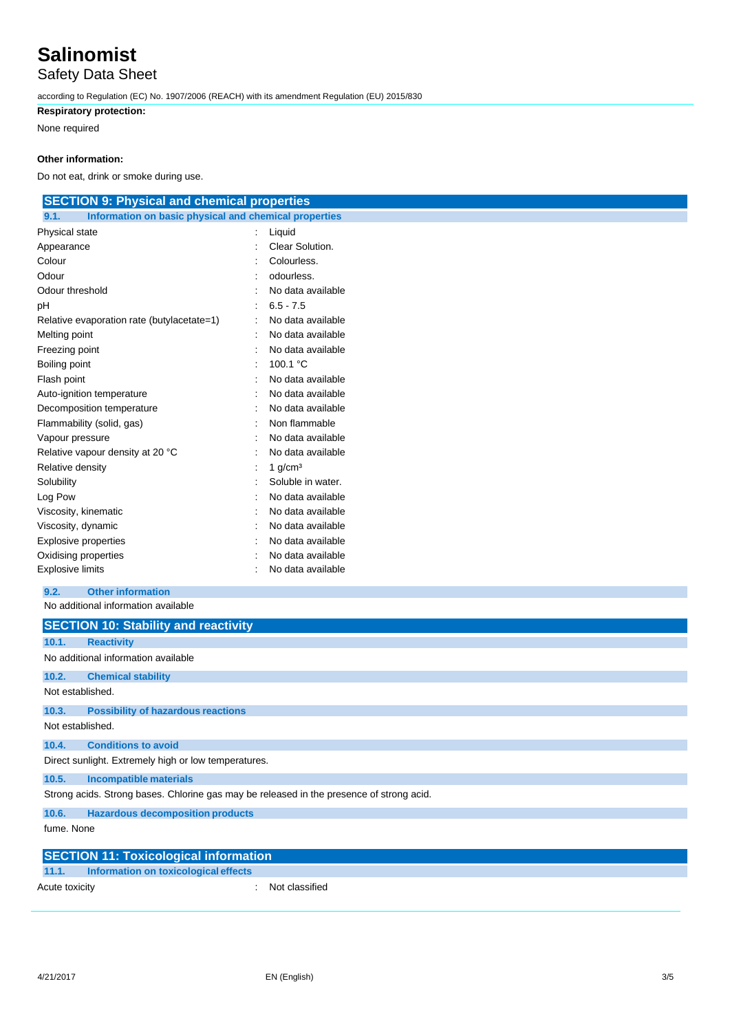**Respiratory protection:**

None required

**Other information:**

Do not eat, drink or smoke during use.

## SECTION 9: Physical and chemical properties

### 9.1. Information on basic physical and chemical properties

| | | |
|---|---|---|
| Physical state | : | Liquid |
| Appearance | : | Clear Solution. |
| Colour | : | Colourless. |
| Odour | : | odourless. |
| Odour threshold | : | No data available |
| pH | : | 6.5 - 7.5 |
| Relative evaporation rate (butylacetate=1) | : | No data available |
| Melting point | : | No data available |
| Freezing point | : | No data available |
| Boiling point | : | 100.1 °C |
| Flash point | : | No data available |
| Auto-ignition temperature | : | No data available |
| Decomposition temperature | : | No data available |
| Flammability (solid, gas) | : | Non flammable |
| Vapour pressure | : | No data available |
| Relative vapour density at 20 °C | : | No data available |
| Relative density | : | 1 g/cm³ |
| Solubility | : | Soluble in water. |
| Log Pow | : | No data available |
| Viscosity, kinematic | : | No data available |
| Viscosity, dynamic | : | No data available |
| Explosive properties | : | No data available |
| Oxidising properties | : | No data available |
| Explosive limits | : | No data available |

### 9.2. Other information

No additional information available

## SECTION 10: Stability and reactivity

### 10.1. Reactivity

No additional information available

### 10.2. Chemical stability

Not established.

### 10.3. Possibility of hazardous reactions

Not established.

### 10.4. Conditions to avoid

Direct sunlight. Extremely high or low temperatures.

### 10.5. Incompatible materials

Strong acids. Strong bases. Chlorine gas may be released in the presence of strong acid.

### 10.6. Hazardous decomposition products

fume. None

## SECTION 11: Toxicological information

### 11.1. Information on toxicological effects

| | | |
|---|---|---|
| Acute toxicity | : | Not classified |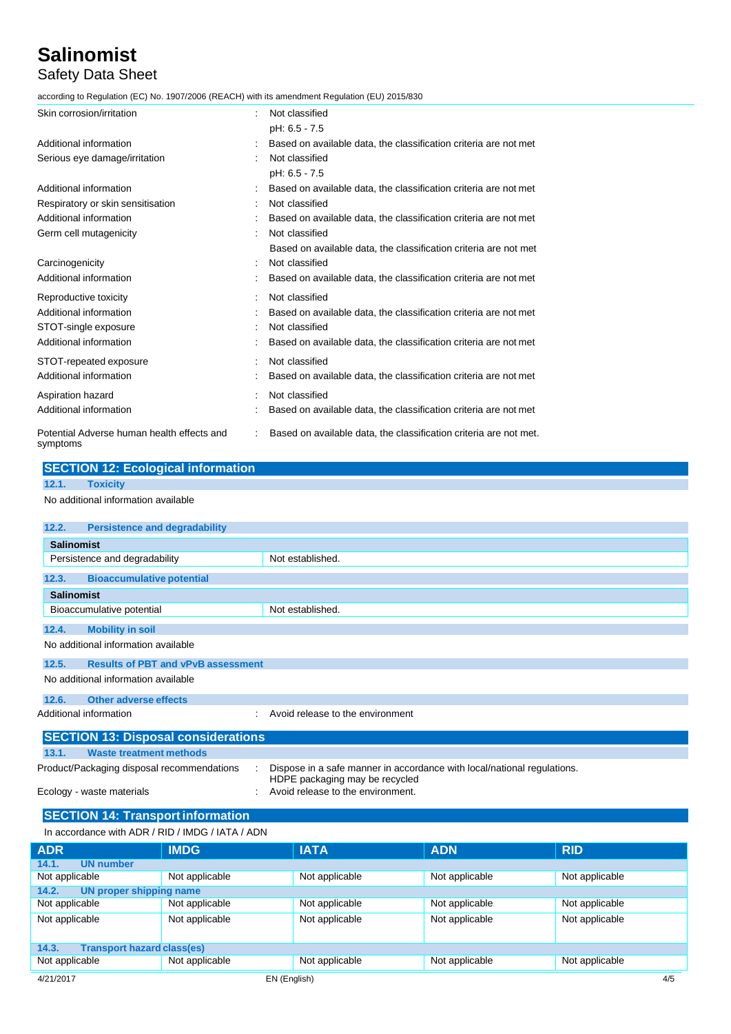| | | |
|---|---|---|
| Skin corrosion/irritation | : | Not classified |
| | | pH: 6.5 - 7.5 |
| Additional information | : | Based on available data, the classification criteria are not met |
| Serious eye damage/irritation | : | Not classified |
| | | pH: 6.5 - 7.5 |
| Additional information | : | Based on available data, the classification criteria are not met |
| Respiratory or skin sensitisation | : | Not classified |
| Additional information | : | Based on available data, the classification criteria are not met |
| Germ cell mutagenicity | : | Not classified |
| | | Based on available data, the classification criteria are not met |
| Carcinogenicity | : | Not classified |
| Additional information | : | Based on available data, the classification criteria are not met |
| Reproductive toxicity | : | Not classified |
| Additional information | : | Based on available data, the classification criteria are not met |
| STOT-single exposure | : | Not classified |
| Additional information | : | Based on available data, the classification criteria are not met |
| STOT-repeated exposure | : | Not classified |
| Additional information | : | Based on available data, the classification criteria are not met |
| Aspiration hazard | : | Not classified |
| Additional information | : | Based on available data, the classification criteria are not met |
| Potential Adverse human health effects and symptoms | : | Based on available data, the classification criteria are not met. |

## SECTION 12: Ecological information

### 12.1. Toxicity

No additional information available

### 12.2. Persistence and degradability

| Salinomist | |
|---|---|
| Persistence and degradability | Not established. |

### 12.3. Bioaccumulative potential

| Salinomist | |
|---|---|
| Bioaccumulative potential | Not established. |

### 12.4. Mobility in soil

No additional information available

### 12.5. Results of PBT and vPvB assessment

No additional information available

### 12.6. Other adverse effects

Additional information : Avoid release to the environment

## SECTION 13: Disposal considerations

### 13.1. Waste treatment methods

Product/Packaging disposal recommendations : Dispose in a safe manner in accordance with local/national regulations. HDPE packaging may be recycled

Ecology - waste materials : Avoid release to the environment.

## SECTION 14: Transport information

In accordance with ADR / RID / IMDG / IATA / ADN

| ADR | IMDG | IATA | ADN | RID |
|---|---|---|---|---|
| **14.1. UN number** | | | | |
| Not applicable | Not applicable | Not applicable | Not applicable | Not applicable |
| **14.2. UN proper shipping name** | | | | |
| Not applicable | Not applicable | Not applicable | Not applicable | Not applicable |
| Not applicable | Not applicable | Not applicable | Not applicable | Not applicable |
| **14.3. Transport hazard class(es)** | | | | |
| Not applicable | Not applicable | Not applicable | Not applicable | Not applicable |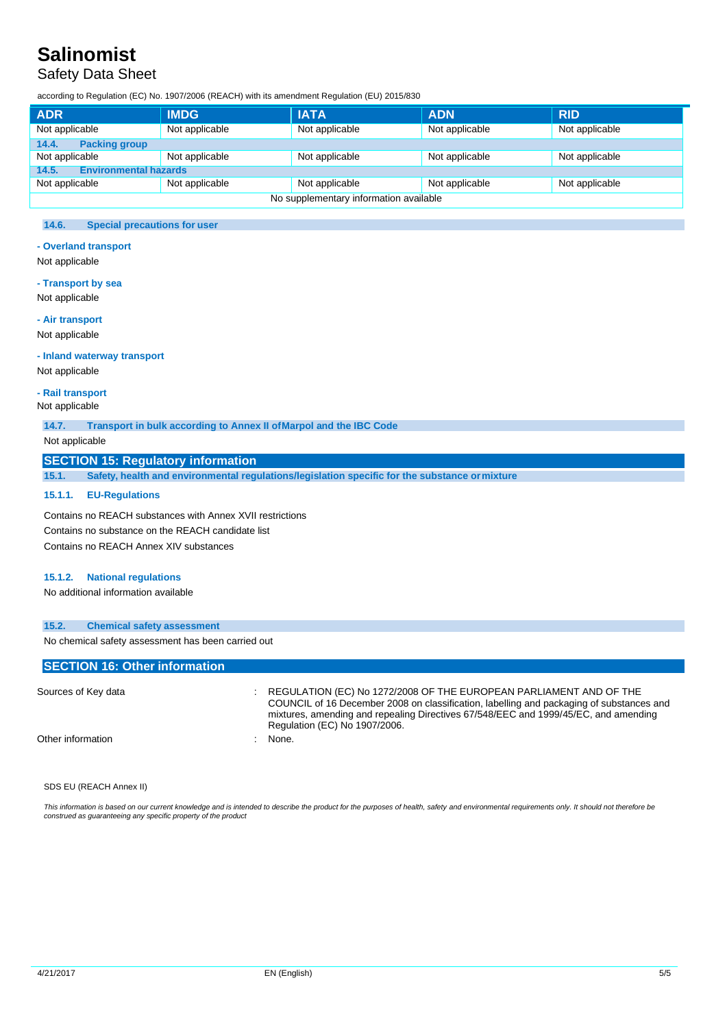| ADR | IMDG | IATA | ADN | RID |
| --- | --- | --- | --- | --- |
| Not applicable | Not applicable | Not applicable | Not applicable | Not applicable |
| **14.4. Packing group** | | | | |
| Not applicable | Not applicable | Not applicable | Not applicable | Not applicable |
| **14.5. Environmental hazards** | | | | |
| Not applicable | Not applicable | Not applicable | Not applicable | Not applicable |
| No supplementary information available | | | | |

### 14.6. Special precautions for user

**- Overland transport**

Not applicable

**- Transport by sea**

Not applicable

**- Air transport**

Not applicable

**- Inland waterway transport**

Not applicable

**- Rail transport**

Not applicable

### 14.7. Transport in bulk according to Annex II of Marpol and the IBC Code

Not applicable

## SECTION 15: Regulatory information

### 15.1. Safety, health and environmental regulations/legislation specific for the substance or mixture

#### 15.1.1. EU-Regulations

Contains no REACH substances with Annex XVII restrictions

Contains no substance on the REACH candidate list

Contains no REACH Annex XIV substances

#### 15.1.2. National regulations

No additional information available

### 15.2. Chemical safety assessment

No chemical safety assessment has been carried out

## SECTION 16: Other information

Sources of Key data : REGULATION (EC) No 1272/2008 OF THE EUROPEAN PARLIAMENT AND OF THE COUNCIL of 16 December 2008 on classification, labelling and packaging of substances and mixtures, amending and repealing Directives 67/548/EEC and 1999/45/EC, and amending Regulation (EC) No 1907/2006.

Other information : None.

SDS EU (REACH Annex II)

*This information is based on our current knowledge and is intended to describe the product for the purposes of health, safety and environmental requirements only. It should not therefore be construed as guaranteeing any specific property of the product*